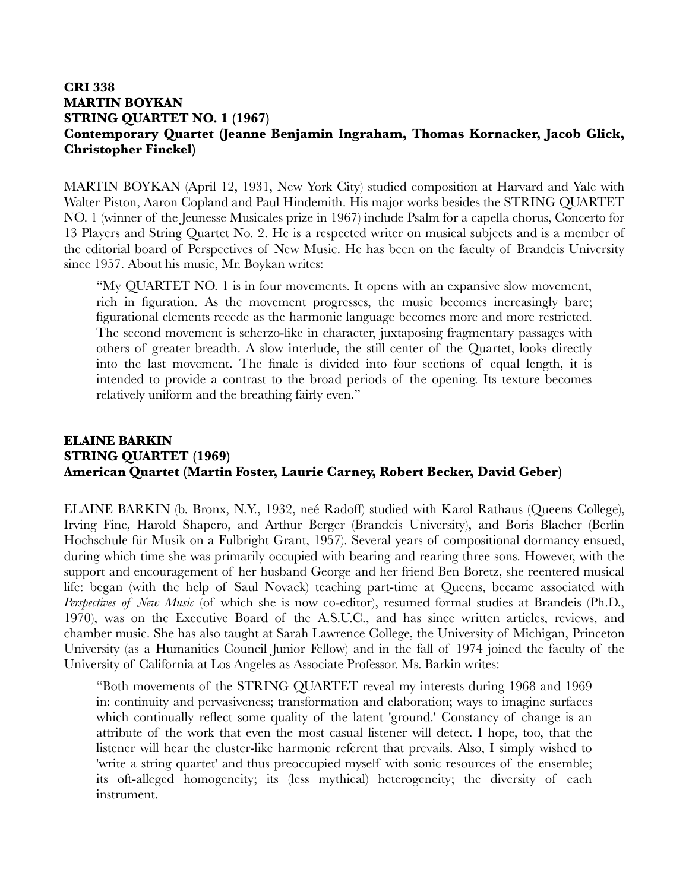**CRI 338**
**MARTIN BOYKAN**
**STRING QUARTET NO. 1 (1967)**
**Contemporary Quartet (Jeanne Benjamin Ingraham, Thomas Kornacker, Jacob Glick, Christopher Finckel)**

MARTIN BOYKAN (April 12, 1931, New York City) studied composition at Harvard and Yale with Walter Piston, Aaron Copland and Paul Hindemith. His major works besides the STRING QUARTET NO. 1 (winner of the Jeunesse Musicales prize in 1967) include Psalm for a capella chorus, Concerto for 13 Players and String Quartet No. 2. He is a respected writer on musical subjects and is a member of the editorial board of Perspectives of New Music. He has been on the faculty of Brandeis University since 1957. About his music, Mr. Boykan writes:

> "My QUARTET NO. 1 is in four movements. It opens with an expansive slow movement, rich in figuration. As the movement progresses, the music becomes increasingly bare; figurational elements recede as the harmonic language becomes more and more restricted. The second movement is scherzo-like in character, juxtaposing fragmentary passages with others of greater breadth. A slow interlude, the still center of the Quartet, looks directly into the last movement. The finale is divided into four sections of equal length, it is intended to provide a contrast to the broad periods of the opening. Its texture becomes relatively uniform and the breathing fairly even."

**ELAINE BARKIN**
**STRING QUARTET (1969)**
**American Quartet (Martin Foster, Laurie Carney, Robert Becker, David Geber)**

ELAINE BARKIN (b. Bronx, N.Y., 1932, neé Radoff) studied with Karol Rathaus (Queens College), Irving Fine, Harold Shapero, and Arthur Berger (Brandeis University), and Boris Blacher (Berlin Hochschule für Musik on a Fulbright Grant, 1957). Several years of compositional dormancy ensued, during which time she was primarily occupied with bearing and rearing three sons. However, with the support and encouragement of her husband George and her friend Ben Boretz, she reentered musical life: began (with the help of Saul Novack) teaching part-time at Queens, became associated with *Perspectives of New Music* (of which she is now co-editor), resumed formal studies at Brandeis (Ph.D., 1970), was on the Executive Board of the A.S.U.C., and has since written articles, reviews, and chamber music. She has also taught at Sarah Lawrence College, the University of Michigan, Princeton University (as a Humanities Council Junior Fellow) and in the fall of 1974 joined the faculty of the University of California at Los Angeles as Associate Professor. Ms. Barkin writes:

> "Both movements of the STRING QUARTET reveal my interests during 1968 and 1969 in: continuity and pervasiveness; transformation and elaboration; ways to imagine surfaces which continually reflect some quality of the latent 'ground.' Constancy of change is an attribute of the work that even the most casual listener will detect. I hope, too, that the listener will hear the cluster-like harmonic referent that prevails. Also, I simply wished to 'write a string quartet' and thus preoccupied myself with sonic resources of the ensemble; its oft-alleged homogeneity; its (less mythical) heterogeneity; the diversity of each instrument.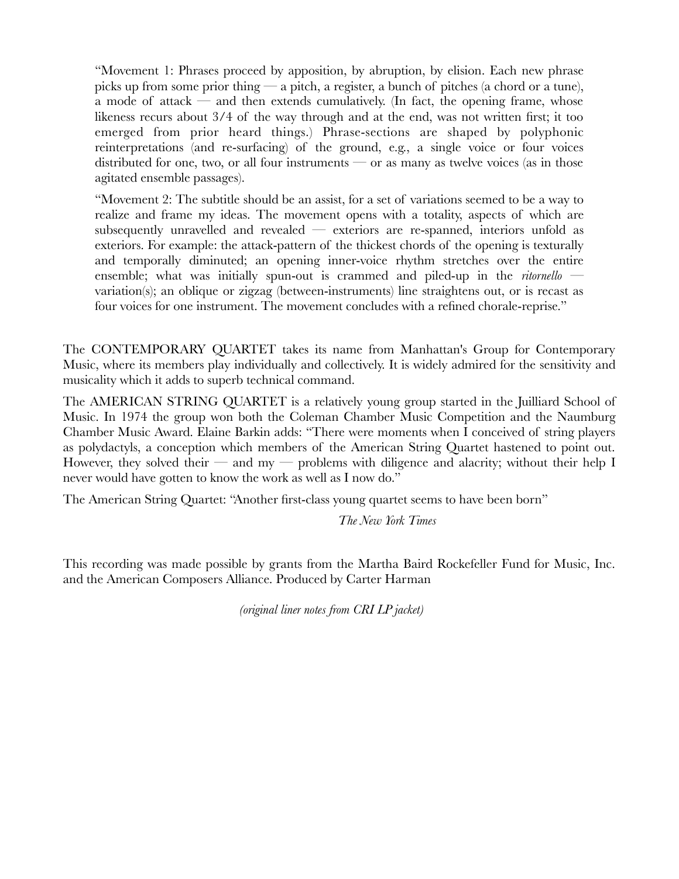"Movement 1: Phrases proceed by apposition, by abruption, by elision. Each new phrase picks up from some prior thing — a pitch, a register, a bunch of pitches (a chord or a tune), a mode of attack — and then extends cumulatively. (In fact, the opening frame, whose likeness recurs about 3/4 of the way through and at the end, was not written first; it too emerged from prior heard things.) Phrase-sections are shaped by polyphonic reinterpretations (and re-surfacing) of the ground, e.g., a single voice or four voices distributed for one, two, or all four instruments — or as many as twelve voices (as in those agitated ensemble passages).

"Movement 2: The subtitle should be an assist, for a set of variations seemed to be a way to realize and frame my ideas. The movement opens with a totality, aspects of which are subsequently unravelled and revealed — exteriors are re-spanned, interiors unfold as exteriors. For example: the attack-pattern of the thickest chords of the opening is texturally and temporally diminuted; an opening inner-voice rhythm stretches over the entire ensemble; what was initially spun-out is crammed and piled-up in the *ritornello* — variation(s); an oblique or zigzag (between-instruments) line straightens out, or is recast as four voices for one instrument. The movement concludes with a refined chorale-reprise."

The CONTEMPORARY QUARTET takes its name from Manhattan's Group for Contemporary Music, where its members play individually and collectively. It is widely admired for the sensitivity and musicality which it adds to superb technical command.

The AMERICAN STRING QUARTET is a relatively young group started in the Juilliard School of Music. In 1974 the group won both the Coleman Chamber Music Competition and the Naumburg Chamber Music Award. Elaine Barkin adds: "There were moments when I conceived of string players as polydactyls, a conception which members of the American String Quartet hastened to point out. However, they solved their — and my — problems with diligence and alacrity; without their help I never would have gotten to know the work as well as I now do."

The American String Quartet: "Another first-class young quartet seems to have been born"

*The New York Times*

This recording was made possible by grants from the Martha Baird Rockefeller Fund for Music, Inc. and the American Composers Alliance. Produced by Carter Harman

*(original liner notes from CRI LP jacket)*